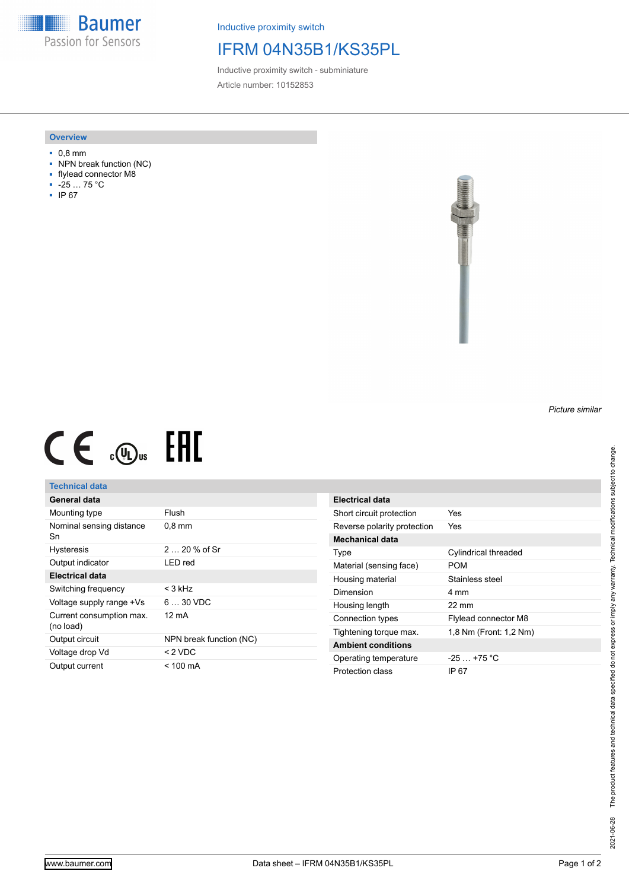Baumer
Passion for Sensors

Inductive proximity switch

# IFRM 04N35B1/KS35PL

Inductive proximity switch - subminiature

Article number: 10152853

## Overview

- 0,8 mm
- NPN break function (NC)
- flylead connector M8
- -25 … 75 °C
- IP 67

*Picture similar*

## Technical data

| General data | |
|---|---|
| Mounting type | Flush |
| Nominal sensing distance Sn | 0,8 mm |
| Hysteresis | 2 … 20 % of Sr |
| Output indicator | LED red |
| **Electrical data** | |
| Switching frequency | < 3 kHz |
| Voltage supply range +Vs | 6 … 30 VDC |
| Current consumption max. (no load) | 12 mA |
| Output circuit | NPN break function (NC) |
| Voltage drop Vd | < 2 VDC |
| Output current | < 100 mA |

| Electrical data | |
|---|---|
| Short circuit protection | Yes |
| Reverse polarity protection | Yes |
| **Mechanical data** | |
| Type | Cylindrical threaded |
| Material (sensing face) | POM |
| Housing material | Stainless steel |
| Dimension | 4 mm |
| Housing length | 22 mm |
| Connection types | Flylead connector M8 |
| Tightening torque max. | 1,8 Nm (Front: 1,2 Nm) |
| **Ambient conditions** | |
| Operating temperature | -25 … +75 °C |
| Protection class | IP 67 |

2021-06-28 The product features and technical data specified do not express or imply any warranty. Technical modifications subject to change.

www.baumer.com Data sheet – IFRM 04N35B1/KS35PL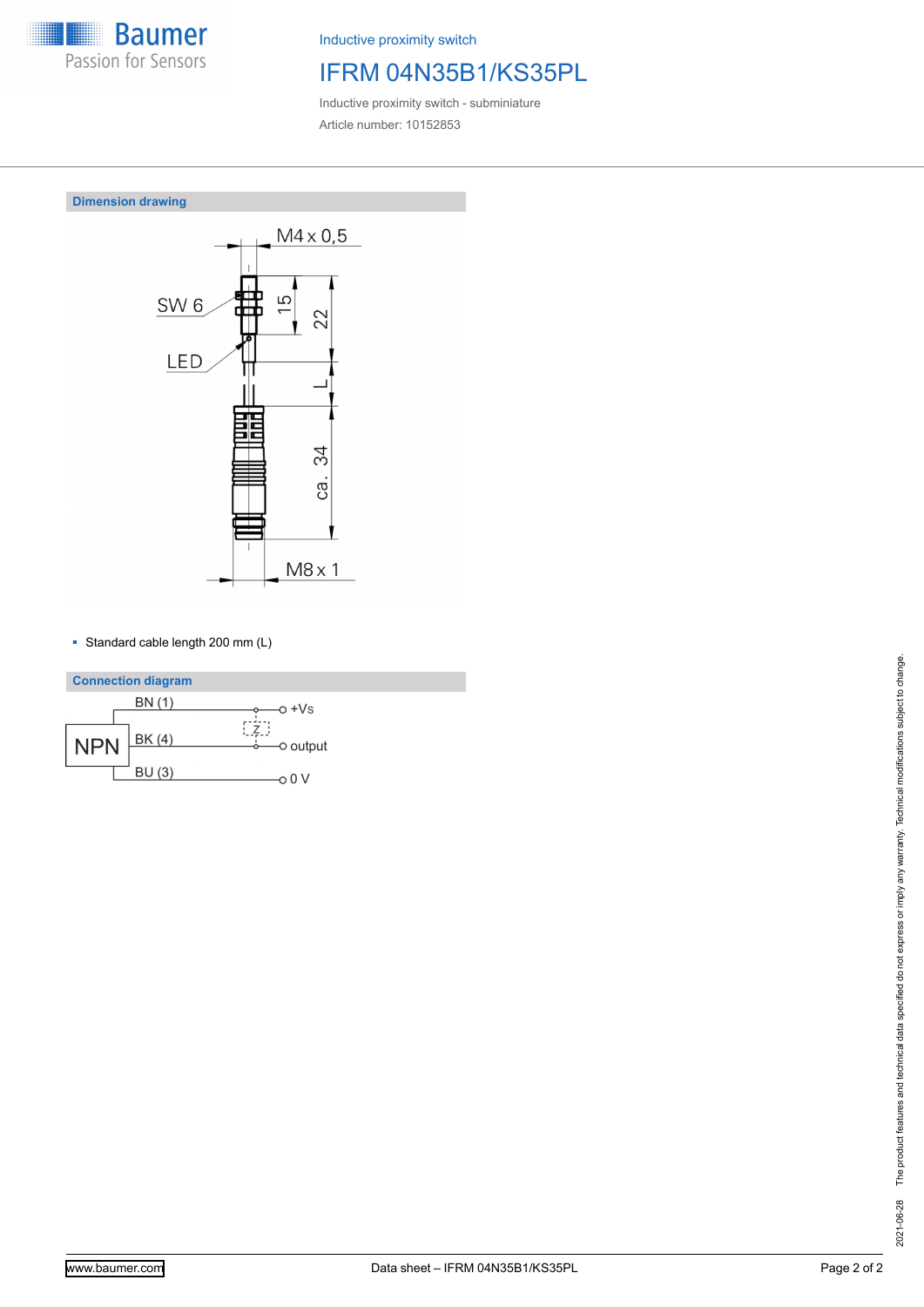Inductive proximity switch

# IFRM 04N35B1/KS35PL

Inductive proximity switch - subminiature

Article number: 10152853

## Dimension drawing

M4 x 0,5

SW 6

LED

15

22

L

ca. 34

M8 x 1

- Standard cable length 200 mm (L)

## Connection diagram

NPN

BN (1)

BK (4)

BU (3)

Z

+Vs

output

0 V

The product features and technical data specified do not express or imply any warranty. Technical modifications subject to change.

2021-06-28

www.baumer.com

Data sheet – IFRM 04N35B1/KS35PL